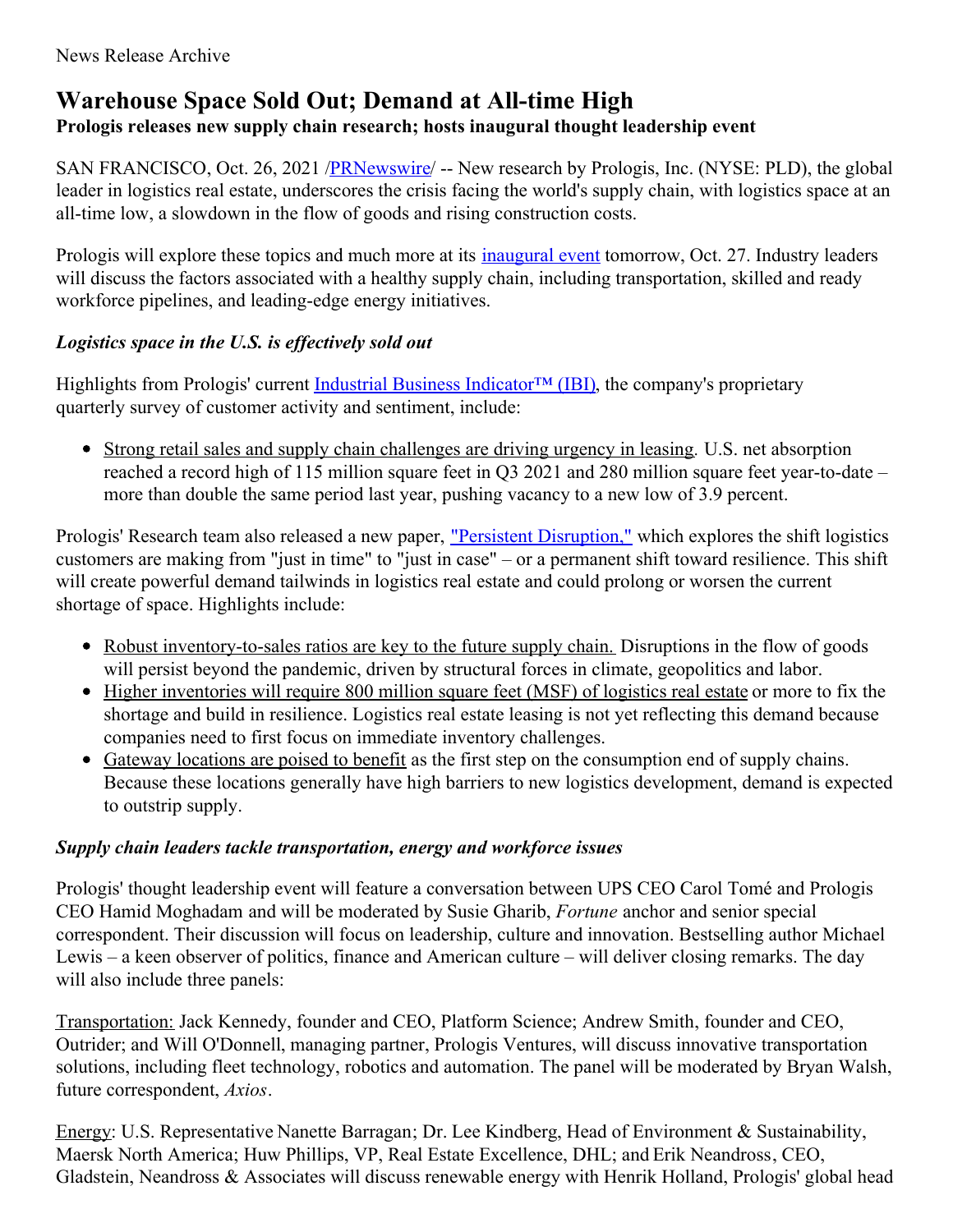News Release Archive

# Warehouse Space Sold Out; Demand at All-time High

**Prologis releases new supply chain research; hosts inaugural thought leadership event**

SAN FRANCISCO, Oct. 26, 2021 /PRNewswire/ -- New research by Prologis, Inc. (NYSE: PLD), the global leader in logistics real estate, underscores the crisis facing the world's supply chain, with logistics space at an all-time low, a slowdown in the flow of goods and rising construction costs.

Prologis will explore these topics and much more at its inaugural event tomorrow, Oct. 27. Industry leaders will discuss the factors associated with a healthy supply chain, including transportation, skilled and ready workforce pipelines, and leading-edge energy initiatives.

### *Logistics space in the U.S. is effectively sold out*

Highlights from Prologis' current Industrial Business Indicator™ (IBI), the company's proprietary quarterly survey of customer activity and sentiment, include:

- Strong retail sales and supply chain challenges are driving urgency in leasing. U.S. net absorption reached a record high of 115 million square feet in Q3 2021 and 280 million square feet year-to-date – more than double the same period last year, pushing vacancy to a new low of 3.9 percent.

Prologis' Research team also released a new paper, "Persistent Disruption," which explores the shift logistics customers are making from "just in time" to "just in case" – or a permanent shift toward resilience. This shift will create powerful demand tailwinds in logistics real estate and could prolong or worsen the current shortage of space. Highlights include:

- Robust inventory-to-sales ratios are key to the future supply chain. Disruptions in the flow of goods will persist beyond the pandemic, driven by structural forces in climate, geopolitics and labor.
- Higher inventories will require 800 million square feet (MSF) of logistics real estate or more to fix the shortage and build in resilience. Logistics real estate leasing is not yet reflecting this demand because companies need to first focus on immediate inventory challenges.
- Gateway locations are poised to benefit as the first step on the consumption end of supply chains. Because these locations generally have high barriers to new logistics development, demand is expected to outstrip supply.

### *Supply chain leaders tackle transportation, energy and workforce issues*

Prologis' thought leadership event will feature a conversation between UPS CEO Carol Tomé and Prologis CEO Hamid Moghadam and will be moderated by Susie Gharib, *Fortune* anchor and senior special correspondent. Their discussion will focus on leadership, culture and innovation. Bestselling author Michael Lewis – a keen observer of politics, finance and American culture – will deliver closing remarks. The day will also include three panels:

Transportation: Jack Kennedy, founder and CEO, Platform Science; Andrew Smith, founder and CEO, Outrider; and Will O'Donnell, managing partner, Prologis Ventures, will discuss innovative transportation solutions, including fleet technology, robotics and automation. The panel will be moderated by Bryan Walsh, future correspondent, *Axios*.

Energy: U.S. Representative Nanette Barragan; Dr. Lee Kindberg, Head of Environment & Sustainability, Maersk North America; Huw Phillips, VP, Real Estate Excellence, DHL; and Erik Neandross, CEO, Gladstein, Neandross & Associates will discuss renewable energy with Henrik Holland, Prologis' global head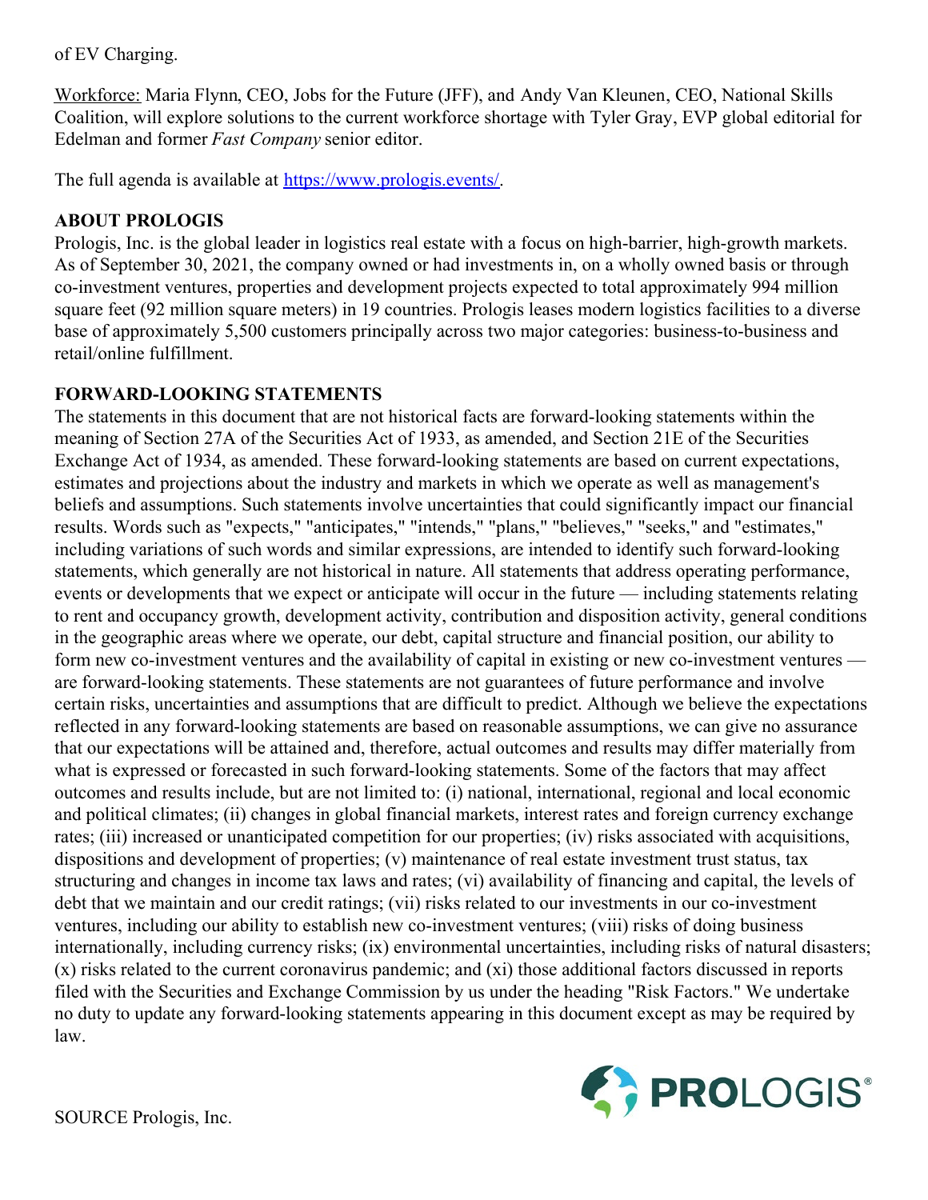of EV Charging.

Workforce: Maria Flynn, CEO, Jobs for the Future (JFF), and Andy Van Kleunen, CEO, National Skills Coalition, will explore solutions to the current workforce shortage with Tyler Gray, EVP global editorial for Edelman and former *Fast Company* senior editor.

The full agenda is available at [https://www.prologis.events/](https://www.prologis.events/).

**ABOUT PROLOGIS**

Prologis, Inc. is the global leader in logistics real estate with a focus on high-barrier, high-growth markets. As of September 30, 2021, the company owned or had investments in, on a wholly owned basis or through co-investment ventures, properties and development projects expected to total approximately 994 million square feet (92 million square meters) in 19 countries. Prologis leases modern logistics facilities to a diverse base of approximately 5,500 customers principally across two major categories: business-to-business and retail/online fulfillment.

**FORWARD-LOOKING STATEMENTS**

The statements in this document that are not historical facts are forward-looking statements within the meaning of Section 27A of the Securities Act of 1933, as amended, and Section 21E of the Securities Exchange Act of 1934, as amended. These forward-looking statements are based on current expectations, estimates and projections about the industry and markets in which we operate as well as management's beliefs and assumptions. Such statements involve uncertainties that could significantly impact our financial results. Words such as "expects," "anticipates," "intends," "plans," "believes," "seeks," and "estimates," including variations of such words and similar expressions, are intended to identify such forward-looking statements, which generally are not historical in nature. All statements that address operating performance, events or developments that we expect or anticipate will occur in the future — including statements relating to rent and occupancy growth, development activity, contribution and disposition activity, general conditions in the geographic areas where we operate, our debt, capital structure and financial position, our ability to form new co-investment ventures and the availability of capital in existing or new co-investment ventures — are forward-looking statements. These statements are not guarantees of future performance and involve certain risks, uncertainties and assumptions that are difficult to predict. Although we believe the expectations reflected in any forward-looking statements are based on reasonable assumptions, we can give no assurance that our expectations will be attained and, therefore, actual outcomes and results may differ materially from what is expressed or forecasted in such forward-looking statements. Some of the factors that may affect outcomes and results include, but are not limited to: (i) national, international, regional and local economic and political climates; (ii) changes in global financial markets, interest rates and foreign currency exchange rates; (iii) increased or unanticipated competition for our properties; (iv) risks associated with acquisitions, dispositions and development of properties; (v) maintenance of real estate investment trust status, tax structuring and changes in income tax laws and rates; (vi) availability of financing and capital, the levels of debt that we maintain and our credit ratings; (vii) risks related to our investments in our co-investment ventures, including our ability to establish new co-investment ventures; (viii) risks of doing business internationally, including currency risks; (ix) environmental uncertainties, including risks of natural disasters; (x) risks related to the current coronavirus pandemic; and (xi) those additional factors discussed in reports filed with the Securities and Exchange Commission by us under the heading "Risk Factors." We undertake no duty to update any forward-looking statements appearing in this document except as may be required by law.

SOURCE Prologis, Inc.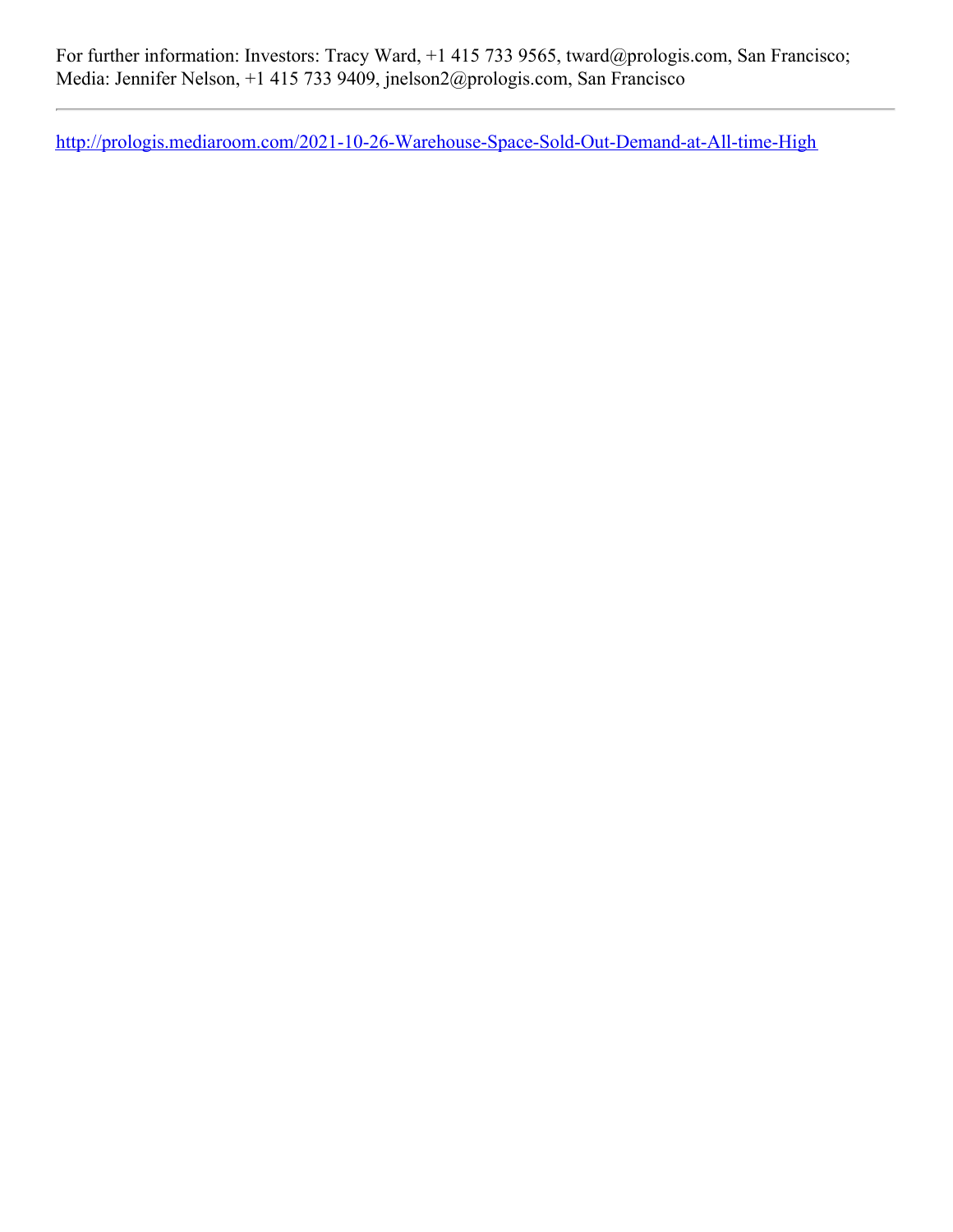For further information: Investors: Tracy Ward, +1 415 733 9565, tward@prologis.com, San Francisco; Media: Jennifer Nelson, +1 415 733 9409, jnelson2@prologis.com, San Francisco

---

http://prologis.mediaroom.com/2021-10-26-Warehouse-Space-Sold-Out-Demand-at-All-time-High